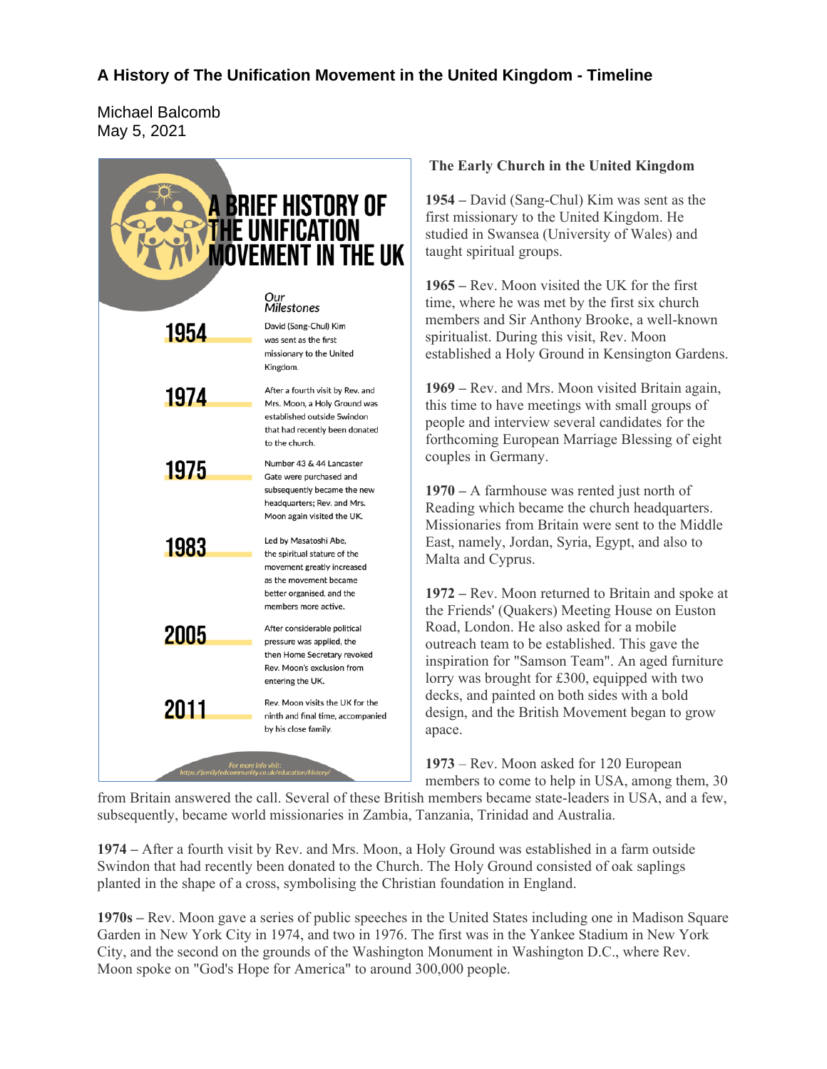# A History of The Unification Movement in the United Kingdom - Timeline

Michael Balcomb
May 5, 2021

## A BRIEF HISTORY OF THE UNIFICATION MOVEMENT IN THE UK

*Our Milestones*

**1954** David (Sang-Chul) Kim was sent as the first missionary to the United Kingdom.

**1974** After a fourth visit by Rev. and Mrs. Moon, a Holy Ground was established outside Swindon that had recently been donated to the church.

**1975** Number 43 & 44 Lancaster Gate were purchased and subsequently became the new headquarters; Rev. and Mrs. Moon again visited the UK.

**1983** Led by Masatoshi Abe, the spiritual stature of the movement greatly increased as the movement became better organised, and the members more active.

**2005** After considerable political pressure was applied, the then Home Secretary revoked Rev. Moon's exclusion from entering the UK.

**2011** Rev. Moon visits the UK for the ninth and final time, accompanied by his close family.

For more info visit: https://familyfedcommunity.co.uk/education/history/

### The Early Church in the United Kingdom

**1954 –** David (Sang-Chul) Kim was sent as the first missionary to the United Kingdom. He studied in Swansea (University of Wales) and taught spiritual groups.

**1965 –** Rev. Moon visited the UK for the first time, where he was met by the first six church members and Sir Anthony Brooke, a well-known spiritualist. During this visit, Rev. Moon established a Holy Ground in Kensington Gardens.

**1969 –** Rev. and Mrs. Moon visited Britain again, this time to have meetings with small groups of people and interview several candidates for the forthcoming European Marriage Blessing of eight couples in Germany.

**1970 –** A farmhouse was rented just north of Reading which became the church headquarters. Missionaries from Britain were sent to the Middle East, namely, Jordan, Syria, Egypt, and also to Malta and Cyprus.

**1972 –** Rev. Moon returned to Britain and spoke at the Friends' (Quakers) Meeting House on Euston Road, London. He also asked for a mobile outreach team to be established. This gave the inspiration for "Samson Team". An aged furniture lorry was brought for £300, equipped with two decks, and painted on both sides with a bold design, and the British Movement began to grow apace.

**1973** – Rev. Moon asked for 120 European members to come to help in USA, among them, 30 from Britain answered the call. Several of these British members became state-leaders in USA, and a few, subsequently, became world missionaries in Zambia, Tanzania, Trinidad and Australia.

**1974 –** After a fourth visit by Rev. and Mrs. Moon, a Holy Ground was established in a farm outside Swindon that had recently been donated to the Church. The Holy Ground consisted of oak saplings planted in the shape of a cross, symbolising the Christian foundation in England.

**1970s –** Rev. Moon gave a series of public speeches in the United States including one in Madison Square Garden in New York City in 1974, and two in 1976. The first was in the Yankee Stadium in New York City, and the second on the grounds of the Washington Monument in Washington D.C., where Rev. Moon spoke on "God's Hope for America" to around 300,000 people.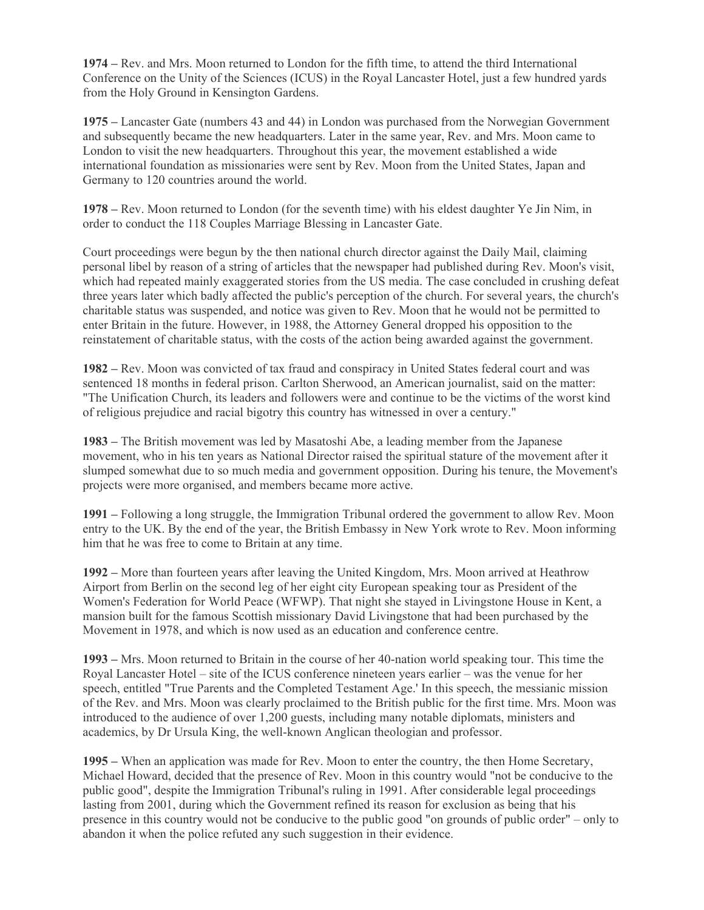**1974 –** Rev. and Mrs. Moon returned to London for the fifth time, to attend the third International Conference on the Unity of the Sciences (ICUS) in the Royal Lancaster Hotel, just a few hundred yards from the Holy Ground in Kensington Gardens.

**1975 –** Lancaster Gate (numbers 43 and 44) in London was purchased from the Norwegian Government and subsequently became the new headquarters. Later in the same year, Rev. and Mrs. Moon came to London to visit the new headquarters. Throughout this year, the movement established a wide international foundation as missionaries were sent by Rev. Moon from the United States, Japan and Germany to 120 countries around the world.

**1978 –** Rev. Moon returned to London (for the seventh time) with his eldest daughter Ye Jin Nim, in order to conduct the 118 Couples Marriage Blessing in Lancaster Gate.

Court proceedings were begun by the then national church director against the Daily Mail, claiming personal libel by reason of a string of articles that the newspaper had published during Rev. Moon's visit, which had repeated mainly exaggerated stories from the US media. The case concluded in crushing defeat three years later which badly affected the public's perception of the church. For several years, the church's charitable status was suspended, and notice was given to Rev. Moon that he would not be permitted to enter Britain in the future. However, in 1988, the Attorney General dropped his opposition to the reinstatement of charitable status, with the costs of the action being awarded against the government.

**1982 –** Rev. Moon was convicted of tax fraud and conspiracy in United States federal court and was sentenced 18 months in federal prison. Carlton Sherwood, an American journalist, said on the matter: "The Unification Church, its leaders and followers were and continue to be the victims of the worst kind of religious prejudice and racial bigotry this country has witnessed in over a century."

**1983 –** The British movement was led by Masatoshi Abe, a leading member from the Japanese movement, who in his ten years as National Director raised the spiritual stature of the movement after it slumped somewhat due to so much media and government opposition. During his tenure, the Movement's projects were more organised, and members became more active.

**1991 –** Following a long struggle, the Immigration Tribunal ordered the government to allow Rev. Moon entry to the UK. By the end of the year, the British Embassy in New York wrote to Rev. Moon informing him that he was free to come to Britain at any time.

**1992 –** More than fourteen years after leaving the United Kingdom, Mrs. Moon arrived at Heathrow Airport from Berlin on the second leg of her eight city European speaking tour as President of the Women's Federation for World Peace (WFWP). That night she stayed in Livingstone House in Kent, a mansion built for the famous Scottish missionary David Livingstone that had been purchased by the Movement in 1978, and which is now used as an education and conference centre.

**1993 –** Mrs. Moon returned to Britain in the course of her 40-nation world speaking tour. This time the Royal Lancaster Hotel – site of the ICUS conference nineteen years earlier – was the venue for her speech, entitled "True Parents and the Completed Testament Age.' In this speech, the messianic mission of the Rev. and Mrs. Moon was clearly proclaimed to the British public for the first time. Mrs. Moon was introduced to the audience of over 1,200 guests, including many notable diplomats, ministers and academics, by Dr Ursula King, the well-known Anglican theologian and professor.

**1995 –** When an application was made for Rev. Moon to enter the country, the then Home Secretary, Michael Howard, decided that the presence of Rev. Moon in this country would "not be conducive to the public good", despite the Immigration Tribunal's ruling in 1991. After considerable legal proceedings lasting from 2001, during which the Government refined its reason for exclusion as being that his presence in this country would not be conducive to the public good "on grounds of public order" – only to abandon it when the police refuted any such suggestion in their evidence.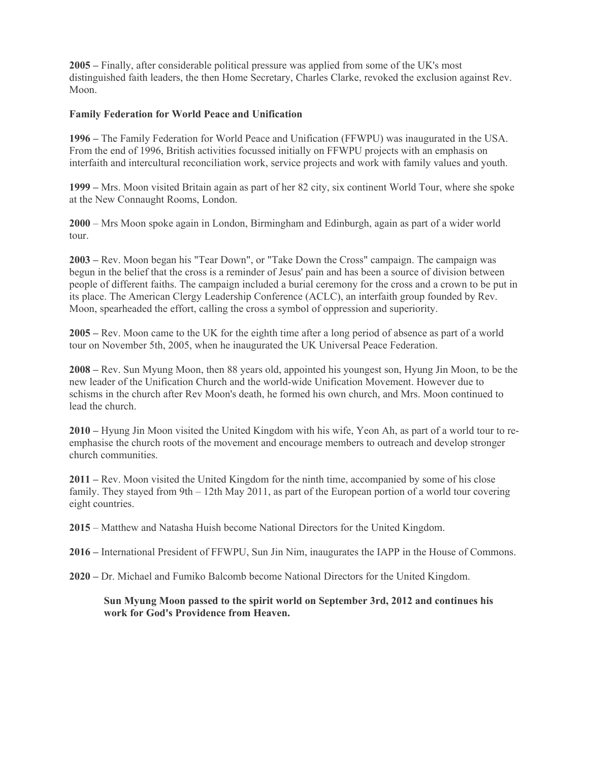**2005 –** Finally, after considerable political pressure was applied from some of the UK's most distinguished faith leaders, the then Home Secretary, Charles Clarke, revoked the exclusion against Rev. Moon.

**Family Federation for World Peace and Unification**

**1996 –** The Family Federation for World Peace and Unification (FFWPU) was inaugurated in the USA. From the end of 1996, British activities focussed initially on FFWPU projects with an emphasis on interfaith and intercultural reconciliation work, service projects and work with family values and youth.

**1999 –** Mrs. Moon visited Britain again as part of her 82 city, six continent World Tour, where she spoke at the New Connaught Rooms, London.

**2000** – Mrs Moon spoke again in London, Birmingham and Edinburgh, again as part of a wider world tour.

**2003 –** Rev. Moon began his "Tear Down", or "Take Down the Cross" campaign. The campaign was begun in the belief that the cross is a reminder of Jesus' pain and has been a source of division between people of different faiths. The campaign included a burial ceremony for the cross and a crown to be put in its place. The American Clergy Leadership Conference (ACLC), an interfaith group founded by Rev. Moon, spearheaded the effort, calling the cross a symbol of oppression and superiority.

**2005 –** Rev. Moon came to the UK for the eighth time after a long period of absence as part of a world tour on November 5th, 2005, when he inaugurated the UK Universal Peace Federation.

**2008 –** Rev. Sun Myung Moon, then 88 years old, appointed his youngest son, Hyung Jin Moon, to be the new leader of the Unification Church and the world-wide Unification Movement. However due to schisms in the church after Rev Moon's death, he formed his own church, and Mrs. Moon continued to lead the church.

**2010 –** Hyung Jin Moon visited the United Kingdom with his wife, Yeon Ah, as part of a world tour to re-emphasise the church roots of the movement and encourage members to outreach and develop stronger church communities.

**2011 –** Rev. Moon visited the United Kingdom for the ninth time, accompanied by some of his close family. They stayed from 9th – 12th May 2011, as part of the European portion of a world tour covering eight countries.

**2015** – Matthew and Natasha Huish become National Directors for the United Kingdom.

**2016 –** International President of FFWPU, Sun Jin Nim, inaugurates the IAPP in the House of Commons.

**2020 –** Dr. Michael and Fumiko Balcomb become National Directors for the United Kingdom.

**Sun Myung Moon passed to the spirit world on September 3rd, 2012 and continues his work for God's Providence from Heaven.**